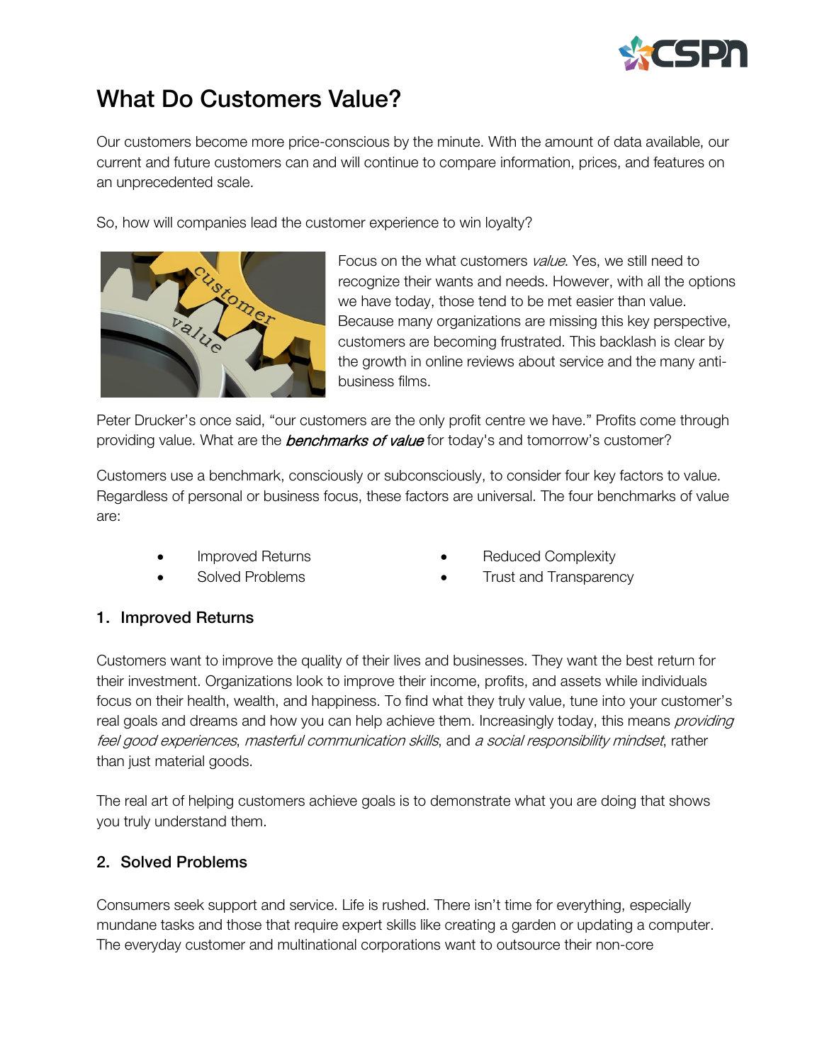# What Do Customers Value?

Our customers become more price-conscious by the minute. With the amount of data available, our current and future customers can and will continue to compare information, prices, and features on an unprecedented scale.

So, how will companies lead the customer experience to win loyalty?

Focus on the what customers *value*. Yes, we still need to recognize their wants and needs. However, with all the options we have today, those tend to be met easier than value. Because many organizations are missing this key perspective, customers are becoming frustrated. This backlash is clear by the growth in online reviews about service and the many anti-business films.

Peter Drucker's once said, "our customers are the only profit centre we have." Profits come through providing value. What are the ***benchmarks of value*** for today's and tomorrow's customer?

Customers use a benchmark, consciously or subconsciously, to consider four key factors to value. Regardless of personal or business focus, these factors are universal. The four benchmarks of value are:

- Improved Returns
- Solved Problems
- Reduced Complexity
- Trust and Transparency

### 1. Improved Returns

Customers want to improve the quality of their lives and businesses. They want the best return for their investment. Organizations look to improve their income, profits, and assets while individuals focus on their health, wealth, and happiness. To find what they truly value, tune into your customer's real goals and dreams and how you can help achieve them. Increasingly today, this means *providing feel good experiences*, *masterful communication skills*, and *a social responsibility mindset*, rather than just material goods.

The real art of helping customers achieve goals is to demonstrate what you are doing that shows you truly understand them.

### 2. Solved Problems

Consumers seek support and service. Life is rushed. There isn't time for everything, especially mundane tasks and those that require expert skills like creating a garden or updating a computer. The everyday customer and multinational corporations want to outsource their non-core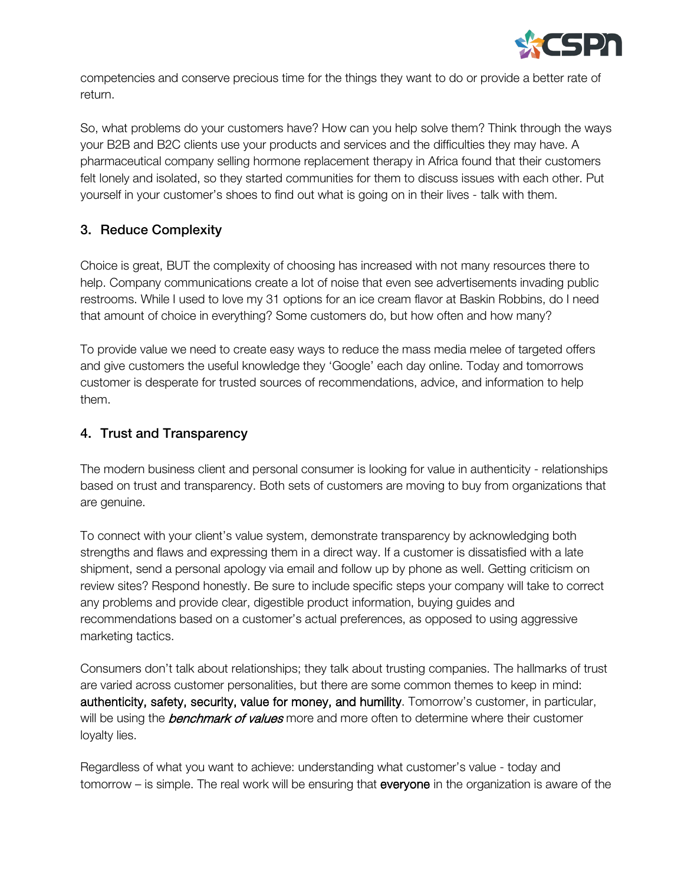competencies and conserve precious time for the things they want to do or provide a better rate of return.

So, what problems do your customers have? How can you help solve them? Think through the ways your B2B and B2C clients use your products and services and the difficulties they may have. A pharmaceutical company selling hormone replacement therapy in Africa found that their customers felt lonely and isolated, so they started communities for them to discuss issues with each other. Put yourself in your customer's shoes to find out what is going on in their lives - talk with them.

### 3. Reduce Complexity

Choice is great, BUT the complexity of choosing has increased with not many resources there to help. Company communications create a lot of noise that even see advertisements invading public restrooms. While I used to love my 31 options for an ice cream flavor at Baskin Robbins, do I need that amount of choice in everything? Some customers do, but how often and how many?

To provide value we need to create easy ways to reduce the mass media melee of targeted offers and give customers the useful knowledge they 'Google' each day online. Today and tomorrows customer is desperate for trusted sources of recommendations, advice, and information to help them.

### 4. Trust and Transparency

The modern business client and personal consumer is looking for value in authenticity - relationships based on trust and transparency. Both sets of customers are moving to buy from organizations that are genuine.

To connect with your client's value system, demonstrate transparency by acknowledging both strengths and flaws and expressing them in a direct way. If a customer is dissatisfied with a late shipment, send a personal apology via email and follow up by phone as well. Getting criticism on review sites? Respond honestly. Be sure to include specific steps your company will take to correct any problems and provide clear, digestible product information, buying guides and recommendations based on a customer's actual preferences, as opposed to using aggressive marketing tactics.

Consumers don't talk about relationships; they talk about trusting companies. The hallmarks of trust are varied across customer personalities, but there are some common themes to keep in mind: **authenticity, safety, security, value for money, and humility**. Tomorrow's customer, in particular, will be using the ***benchmark of values*** more and more often to determine where their customer loyalty lies.

Regardless of what you want to achieve: understanding what customer's value - today and tomorrow – is simple. The real work will be ensuring that **everyone** in the organization is aware of the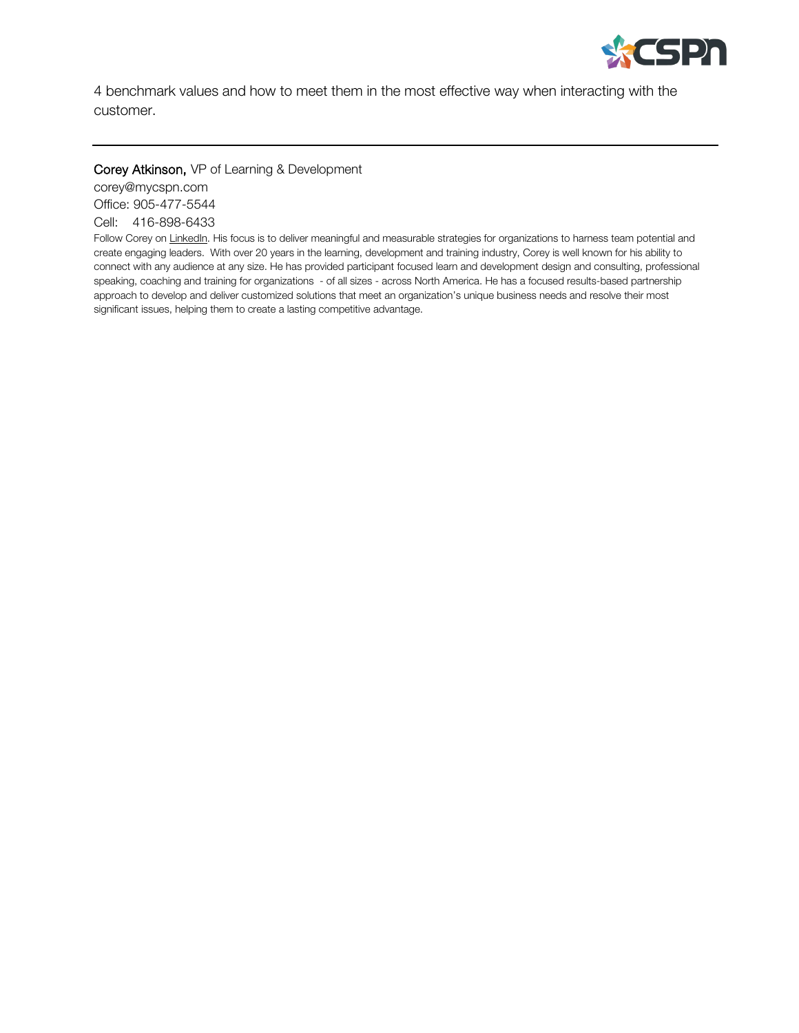4 benchmark values and how to meet them in the most effective way when interacting with the customer.

---

**Corey Atkinson,** VP of Learning & Development

corey@mycspn.com

Office: 905-477-5544

Cell: 416-898-6433

Follow Corey on LinkedIn. His focus is to deliver meaningful and measurable strategies for organizations to harness team potential and create engaging leaders. With over 20 years in the learning, development and training industry, Corey is well known for his ability to connect with any audience at any size. He has provided participant focused learn and development design and consulting, professional speaking, coaching and training for organizations - of all sizes - across North America. He has a focused results-based partnership approach to develop and deliver customized solutions that meet an organization's unique business needs and resolve their most significant issues, helping them to create a lasting competitive advantage.